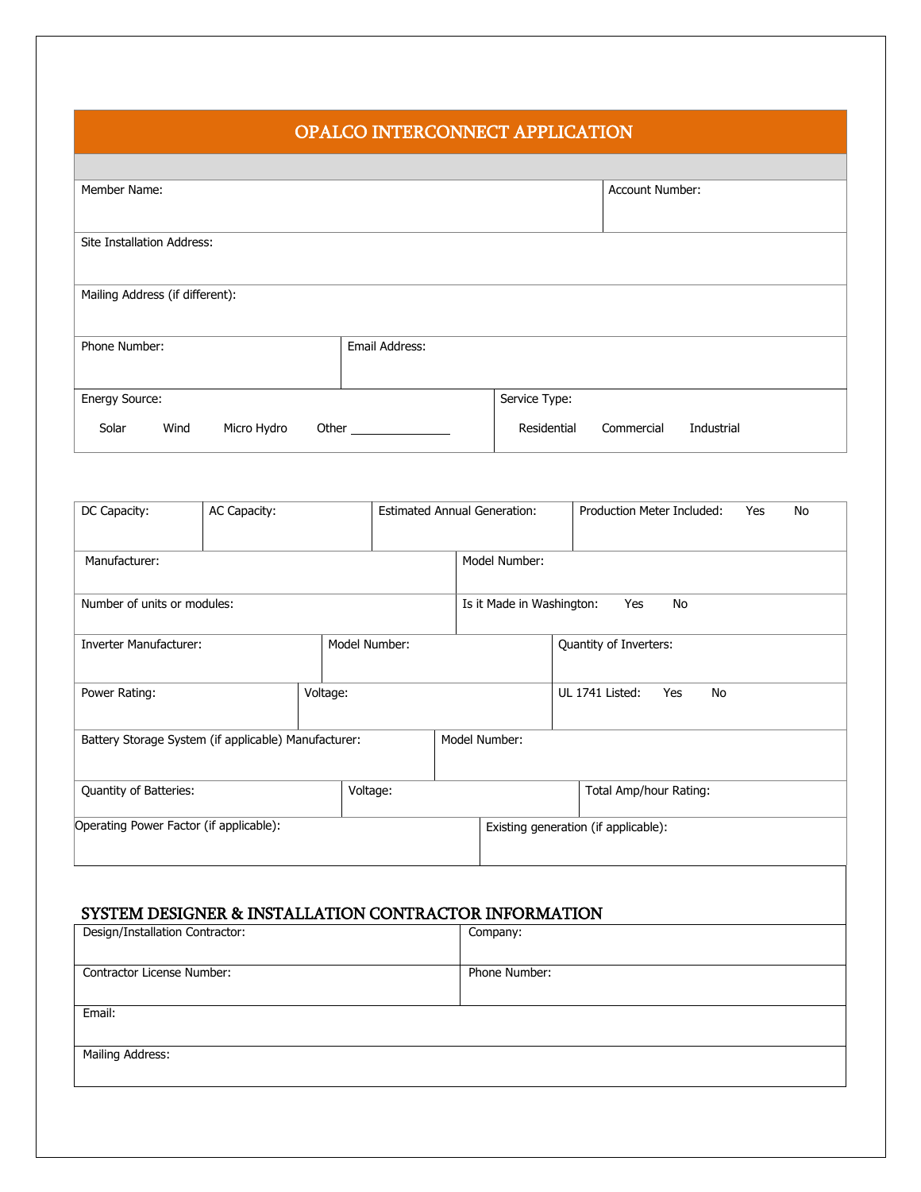# OPALCO INTERCONNECT APPLICATION

| | |
|---|---|
| Member Name: | Account Number: |

| |
|---|
| Site Installation Address: |
| Mailing Address (if different): |

| | |
|---|---|
| Phone Number: | Email Address: |
| Energy Source:<br>Solar Wind Micro Hydro Other ______________ | Service Type:<br>Residential Commercial Industrial |

| | | | |
|---|---|---|---|
| DC Capacity: | AC Capacity: | Estimated Annual Generation: | Production Meter Included: Yes No |

| | |
|---|---|
| Manufacturer: | Model Number: |
| Number of units or modules: | Is it Made in Washington: Yes No |

| | | |
|---|---|---|
| Inverter Manufacturer: | Model Number: | Quantity of Inverters: |
| Power Rating: | Voltage: | UL 1741 Listed: Yes No |

| | |
|---|---|
| Battery Storage System (if applicable) Manufacturer: | Model Number: |

| | | |
|---|---|---|
| Quantity of Batteries: | Voltage: | Total Amp/hour Rating: |

| | |
|---|---|
| Operating Power Factor (if applicable): | Existing generation (if applicable): |

## SYSTEM DESIGNER & INSTALLATION CONTRACTOR INFORMATION

| | |
|---|---|
| Design/Installation Contractor: | Company: |
| Contractor License Number: | Phone Number: |

| |
|---|
| Email: |
| Mailing Address: |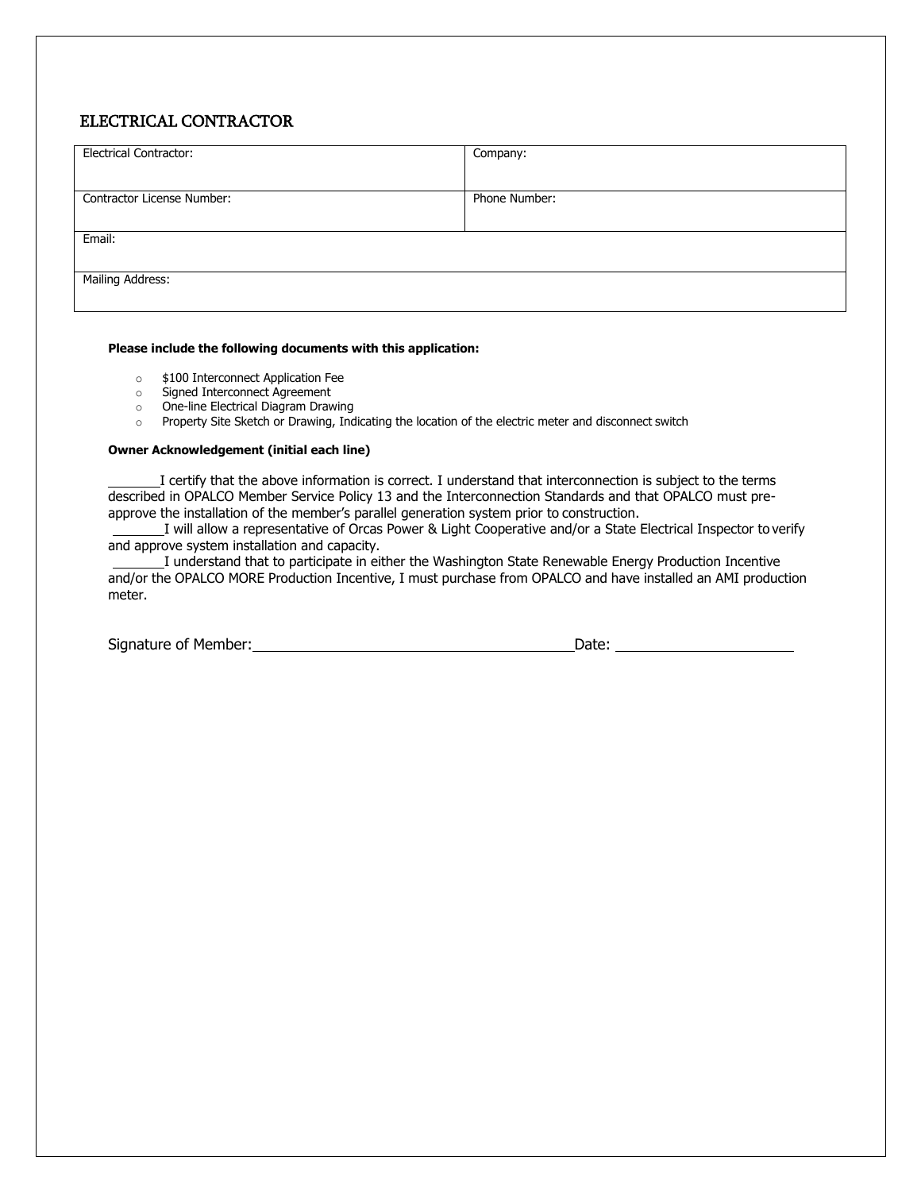## ELECTRICAL CONTRACTOR

| | |
|---|---|
| Electrical Contractor: | Company: |
| Contractor License Number: | Phone Number: |
| Email: | |
| Mailing Address: | |

**Please include the following documents with this application:**

- $100 Interconnect Application Fee
- Signed Interconnect Agreement
- One-line Electrical Diagram Drawing
- Property Site Sketch or Drawing, Indicating the location of the electric meter and disconnect switch

**Owner Acknowledgement (initial each line)**

_______I certify that the above information is correct. I understand that interconnection is subject to the terms described in OPALCO Member Service Policy 13 and the Interconnection Standards and that OPALCO must pre-approve the installation of the member's parallel generation system prior to construction.

_______I will allow a representative of Orcas Power & Light Cooperative and/or a State Electrical Inspector to verify and approve system installation and capacity.

_______I understand that to participate in either the Washington State Renewable Energy Production Incentive and/or the OPALCO MORE Production Incentive, I must purchase from OPALCO and have installed an AMI production meter.

Signature of Member:________________________________________ Date: ______________________